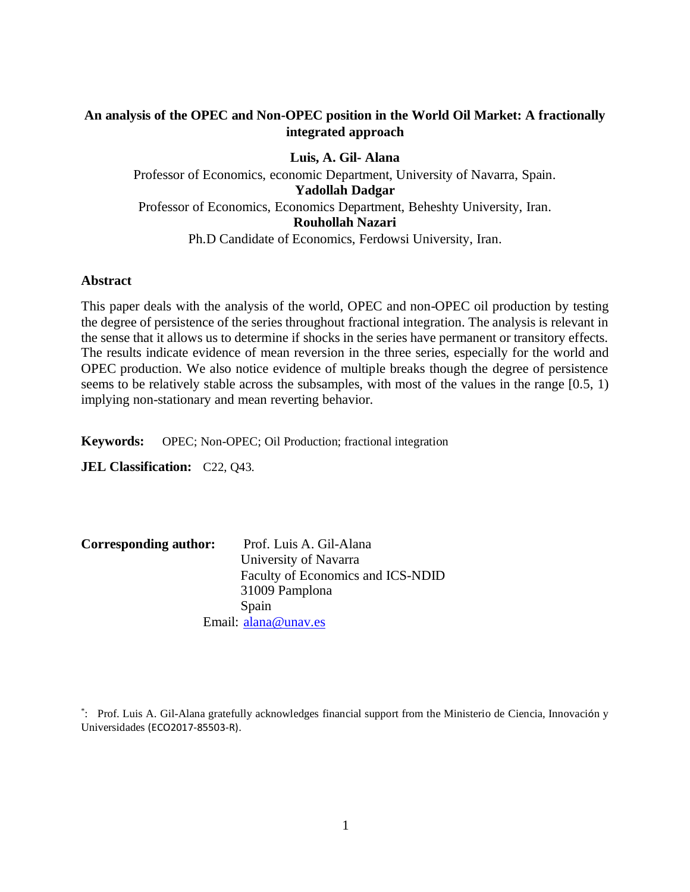# An analysis of the OPEC and Non-OPEC position in the World Oil Market: A fractionally integrated approach

**Luis, A. Gil- Alana**

Professor of Economics, economic Department, University of Navarra, Spain.

**Yadollah Dadgar**

Professor of Economics, Economics Department, Beheshty University, Iran.

**Rouhollah Nazari**

Ph.D Candidate of Economics, Ferdowsi University, Iran.

## Abstract

This paper deals with the analysis of the world, OPEC and non-OPEC oil production by testing the degree of persistence of the series throughout fractional integration. The analysis is relevant in the sense that it allows us to determine if shocks in the series have permanent or transitory effects. The results indicate evidence of mean reversion in the three series, especially for the world and OPEC production. We also notice evidence of multiple breaks though the degree of persistence seems to be relatively stable across the subsamples, with most of the values in the range [0.5, 1) implying non-stationary and mean reverting behavior.

**Keywords:** OPEC; Non-OPEC; Oil Production; fractional integration

**JEL Classification:** C22, Q43.

**Corresponding author:** Prof. Luis A. Gil-Alana
University of Navarra
Faculty of Economics and ICS-NDID
31009 Pamplona
Spain
Email: alana@unav.es

[*]: Prof. Luis A. Gil-Alana gratefully acknowledges financial support from the Ministerio de Ciencia, Innovación y Universidades (ECO2017-85503-R).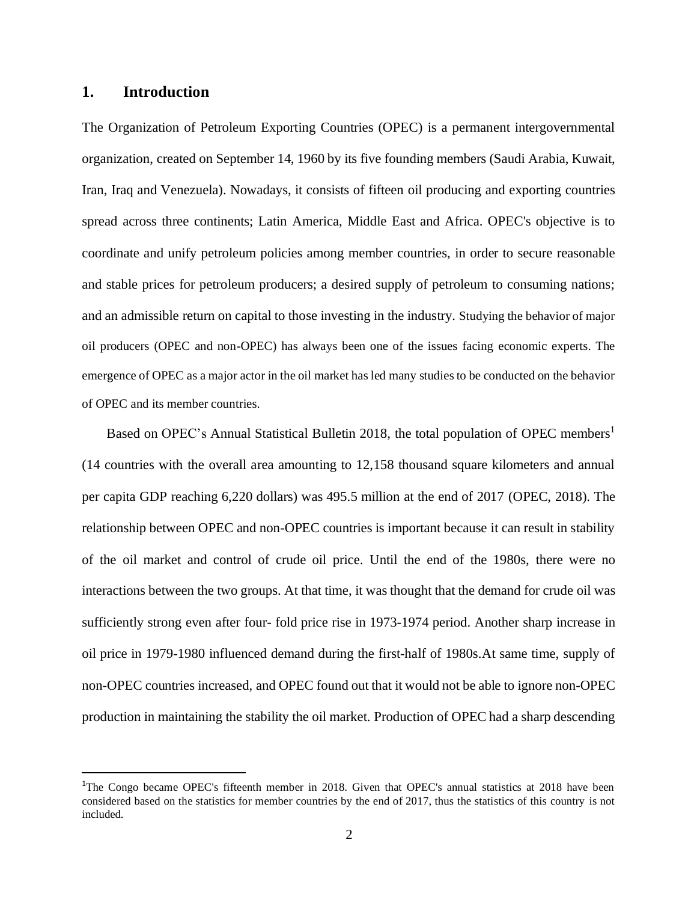## 1. Introduction

The Organization of Petroleum Exporting Countries (OPEC) is a permanent intergovernmental organization, created on September 14, 1960 by its five founding members (Saudi Arabia, Kuwait, Iran, Iraq and Venezuela). Nowadays, it consists of fifteen oil producing and exporting countries spread across three continents; Latin America, Middle East and Africa. OPEC's objective is to coordinate and unify petroleum policies among member countries, in order to secure reasonable and stable prices for petroleum producers; a desired supply of petroleum to consuming nations; and an admissible return on capital to those investing in the industry. Studying the behavior of major oil producers (OPEC and non-OPEC) has always been one of the issues facing economic experts. The emergence of OPEC as a major actor in the oil market has led many studies to be conducted on the behavior of OPEC and its member countries.

Based on OPEC's Annual Statistical Bulletin 2018, the total population of OPEC members[1] (14 countries with the overall area amounting to 12,158 thousand square kilometers and annual per capita GDP reaching 6,220 dollars) was 495.5 million at the end of 2017 (OPEC, 2018). The relationship between OPEC and non-OPEC countries is important because it can result in stability of the oil market and control of crude oil price. Until the end of the 1980s, there were no interactions between the two groups. At that time, it was thought that the demand for crude oil was sufficiently strong even after four- fold price rise in 1973-1974 period. Another sharp increase in oil price in 1979-1980 influenced demand during the first-half of 1980s.At same time, supply of non-OPEC countries increased, and OPEC found out that it would not be able to ignore non-OPEC production in maintaining the stability the oil market. Production of OPEC had a sharp descending

[1]The Congo became OPEC's fifteenth member in 2018. Given that OPEC's annual statistics at 2018 have been considered based on the statistics for member countries by the end of 2017, thus the statistics of this country is not included.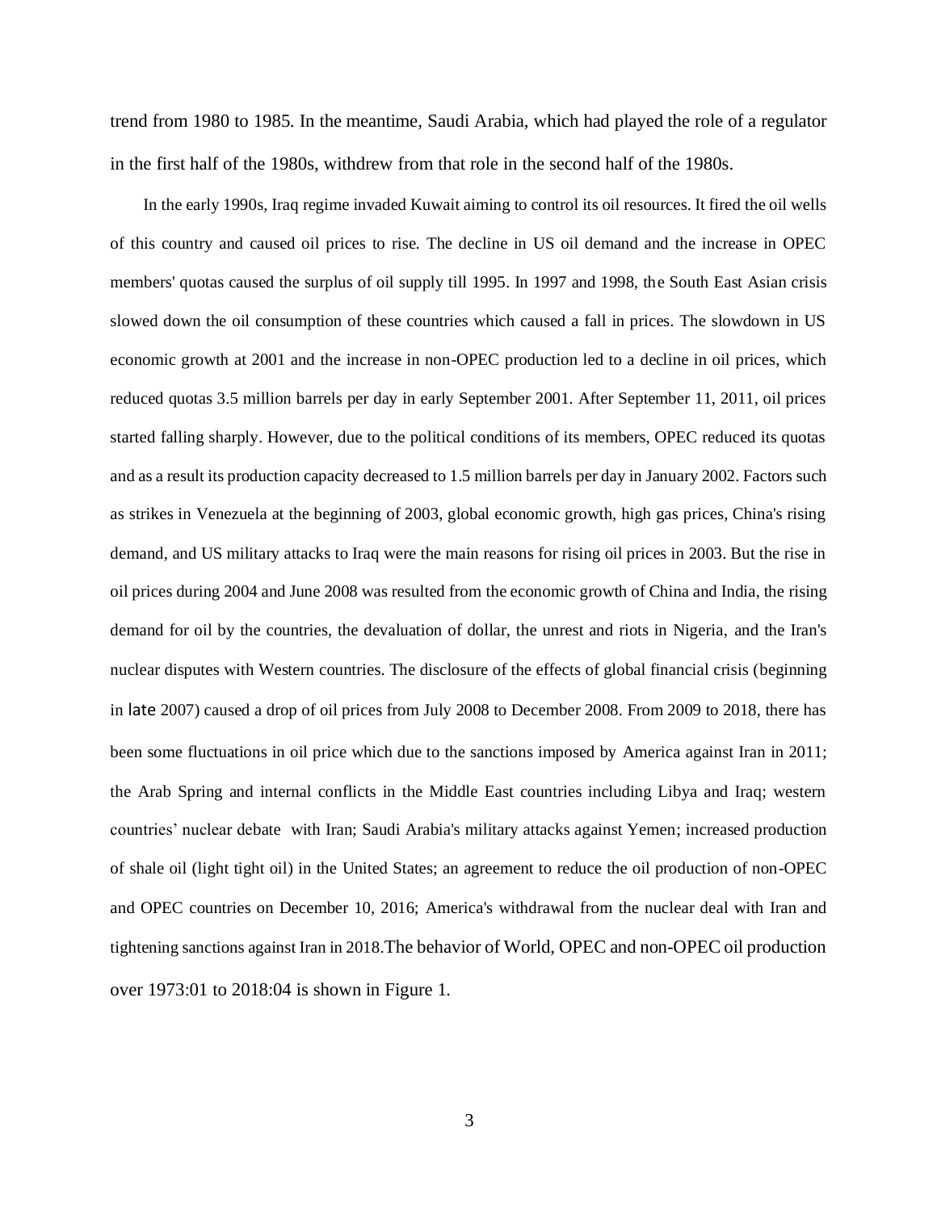trend from 1980 to 1985. In the meantime, Saudi Arabia, which had played the role of a regulator in the first half of the 1980s, withdrew from that role in the second half of the 1980s.

In the early 1990s, Iraq regime invaded Kuwait aiming to control its oil resources. It fired the oil wells of this country and caused oil prices to rise. The decline in US oil demand and the increase in OPEC members' quotas caused the surplus of oil supply till 1995. In 1997 and 1998, the South East Asian crisis slowed down the oil consumption of these countries which caused a fall in prices. The slowdown in US economic growth at 2001 and the increase in non-OPEC production led to a decline in oil prices, which reduced quotas 3.5 million barrels per day in early September 2001. After September 11, 2011, oil prices started falling sharply. However, due to the political conditions of its members, OPEC reduced its quotas and as a result its production capacity decreased to 1.5 million barrels per day in January 2002. Factors such as strikes in Venezuela at the beginning of 2003, global economic growth, high gas prices, China's rising demand, and US military attacks to Iraq were the main reasons for rising oil prices in 2003. But the rise in oil prices during 2004 and June 2008 was resulted from the economic growth of China and India, the rising demand for oil by the countries, the devaluation of dollar, the unrest and riots in Nigeria, and the Iran's nuclear disputes with Western countries. The disclosure of the effects of global financial crisis (beginning in late 2007) caused a drop of oil prices from July 2008 to December 2008. From 2009 to 2018, there has been some fluctuations in oil price which due to the sanctions imposed by America against Iran in 2011; the Arab Spring and internal conflicts in the Middle East countries including Libya and Iraq; western countries' nuclear debate with Iran; Saudi Arabia's military attacks against Yemen; increased production of shale oil (light tight oil) in the United States; an agreement to reduce the oil production of non-OPEC and OPEC countries on December 10, 2016; America's withdrawal from the nuclear deal with Iran and tightening sanctions against Iran in 2018.The behavior of World, OPEC and non-OPEC oil production over 1973:01 to 2018:04 is shown in Figure 1.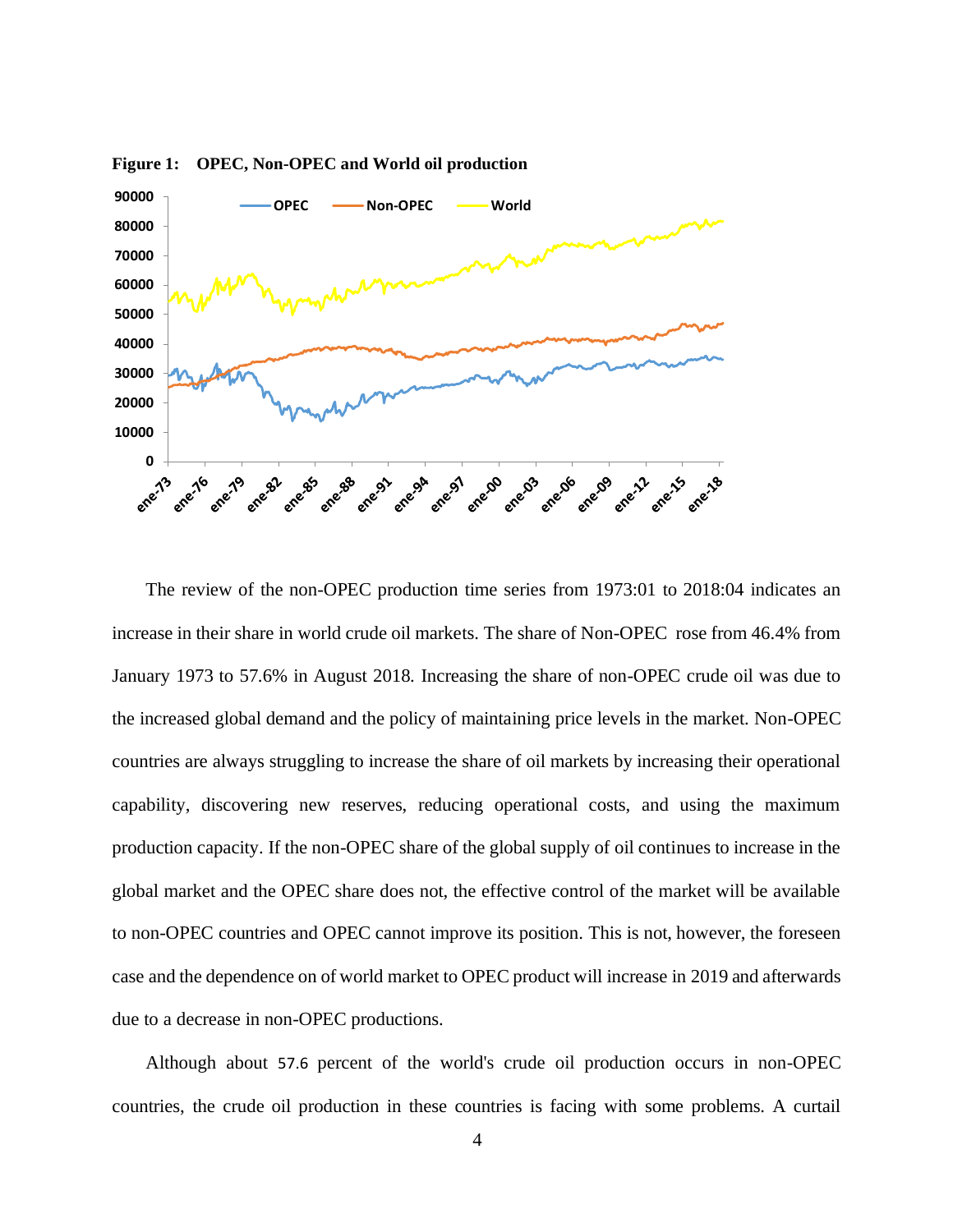**Figure 1: OPEC, Non-OPEC and World oil production**

The review of the non-OPEC production time series from 1973:01 to 2018:04 indicates an increase in their share in world crude oil markets. The share of Non-OPEC rose from 46.4% from January 1973 to 57.6% in August 2018. Increasing the share of non-OPEC crude oil was due to the increased global demand and the policy of maintaining price levels in the market. Non-OPEC countries are always struggling to increase the share of oil markets by increasing their operational capability, discovering new reserves, reducing operational costs, and using the maximum production capacity. If the non-OPEC share of the global supply of oil continues to increase in the global market and the OPEC share does not, the effective control of the market will be available to non-OPEC countries and OPEC cannot improve its position. This is not, however, the foreseen case and the dependence on of world market to OPEC product will increase in 2019 and afterwards due to a decrease in non-OPEC productions.

Although about 57.6 percent of the world's crude oil production occurs in non-OPEC countries, the crude oil production in these countries is facing with some problems. A curtail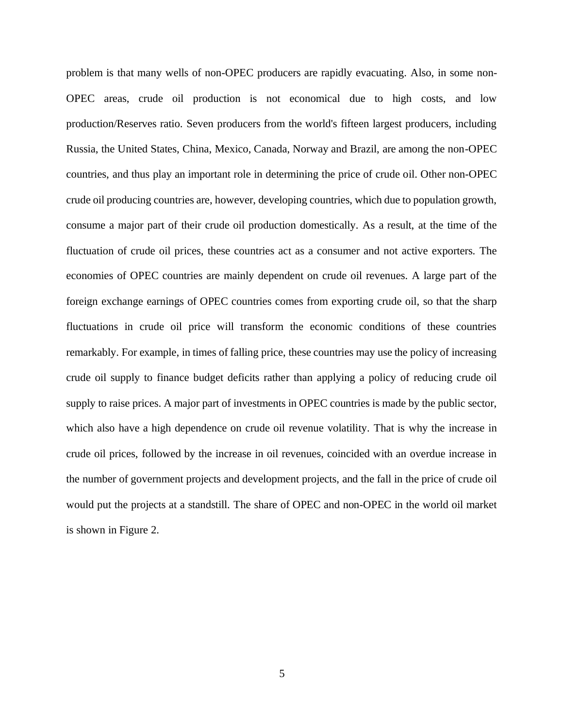problem is that many wells of non-OPEC producers are rapidly evacuating. Also, in some non-OPEC areas, crude oil production is not economical due to high costs, and low production/Reserves ratio. Seven producers from the world's fifteen largest producers, including Russia, the United States, China, Mexico, Canada, Norway and Brazil, are among the non-OPEC countries, and thus play an important role in determining the price of crude oil. Other non-OPEC crude oil producing countries are, however, developing countries, which due to population growth, consume a major part of their crude oil production domestically. As a result, at the time of the fluctuation of crude oil prices, these countries act as a consumer and not active exporters. The economies of OPEC countries are mainly dependent on crude oil revenues. A large part of the foreign exchange earnings of OPEC countries comes from exporting crude oil, so that the sharp fluctuations in crude oil price will transform the economic conditions of these countries remarkably. For example, in times of falling price, these countries may use the policy of increasing crude oil supply to finance budget deficits rather than applying a policy of reducing crude oil supply to raise prices. A major part of investments in OPEC countries is made by the public sector, which also have a high dependence on crude oil revenue volatility. That is why the increase in crude oil prices, followed by the increase in oil revenues, coincided with an overdue increase in the number of government projects and development projects, and the fall in the price of crude oil would put the projects at a standstill. The share of OPEC and non-OPEC in the world oil market is shown in Figure 2.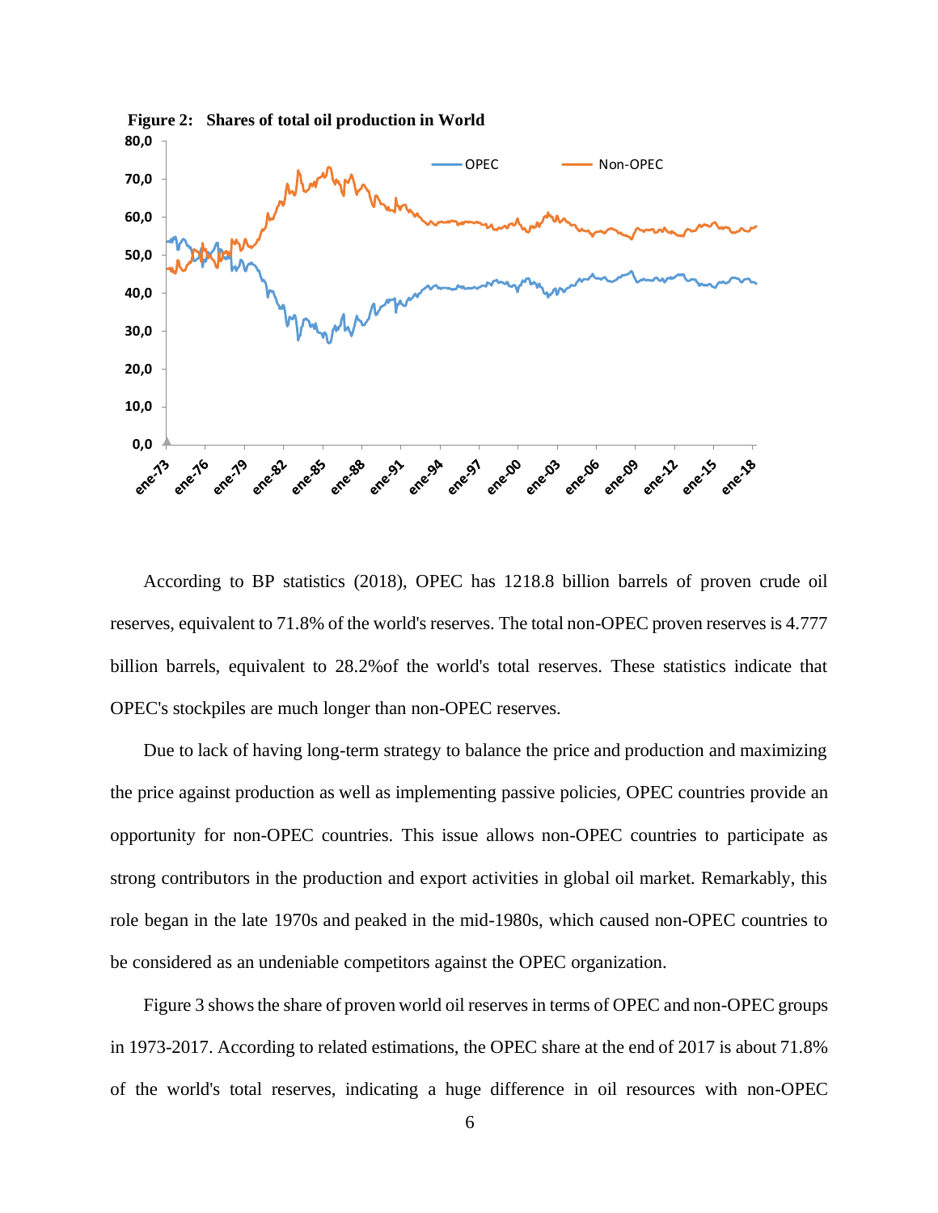**Figure 2: Shares of total oil production in World**

According to BP statistics (2018), OPEC has 1218.8 billion barrels of proven crude oil reserves, equivalent to 71.8% of the world's reserves. The total non-OPEC proven reserves is 4.777 billion barrels, equivalent to 28.2%of the world's total reserves. These statistics indicate that OPEC's stockpiles are much longer than non-OPEC reserves.

Due to lack of having long-term strategy to balance the price and production and maximizing the price against production as well as implementing passive policies, OPEC countries provide an opportunity for non-OPEC countries. This issue allows non-OPEC countries to participate as strong contributors in the production and export activities in global oil market. Remarkably, this role began in the late 1970s and peaked in the mid-1980s, which caused non-OPEC countries to be considered as an undeniable competitors against the OPEC organization.

Figure 3 shows the share of proven world oil reserves in terms of OPEC and non-OPEC groups in 1973-2017. According to related estimations, the OPEC share at the end of 2017 is about 71.8% of the world's total reserves, indicating a huge difference in oil resources with non-OPEC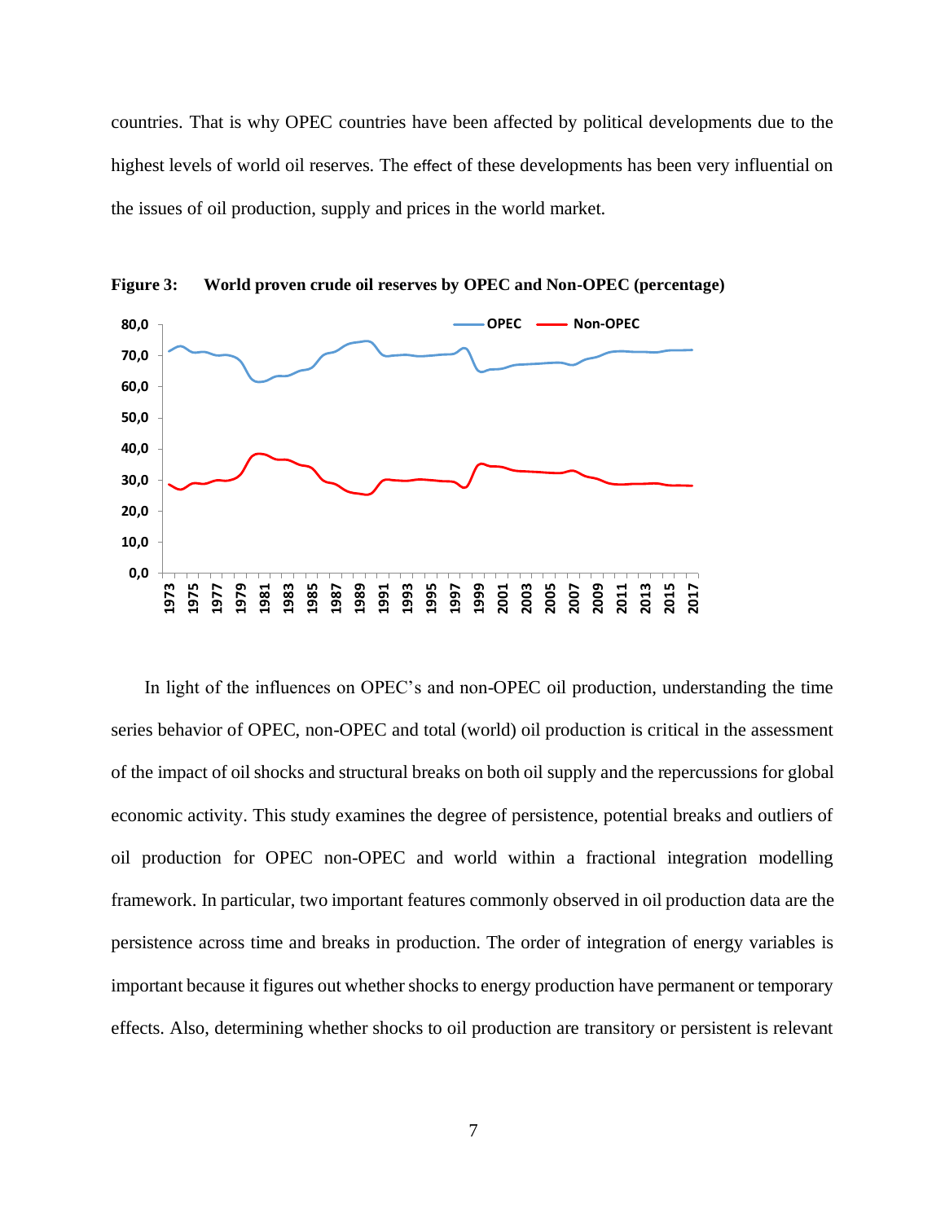countries. That is why OPEC countries have been affected by political developments due to the highest levels of world oil reserves. The effect of these developments has been very influential on the issues of oil production, supply and prices in the world market.

**Figure 3: World proven crude oil reserves by OPEC and Non-OPEC (percentage)**

In light of the influences on OPEC's and non-OPEC oil production, understanding the time series behavior of OPEC, non-OPEC and total (world) oil production is critical in the assessment of the impact of oil shocks and structural breaks on both oil supply and the repercussions for global economic activity. This study examines the degree of persistence, potential breaks and outliers of oil production for OPEC non-OPEC and world within a fractional integration modelling framework. In particular, two important features commonly observed in oil production data are the persistence across time and breaks in production. The order of integration of energy variables is important because it figures out whether shocks to energy production have permanent or temporary effects. Also, determining whether shocks to oil production are transitory or persistent is relevant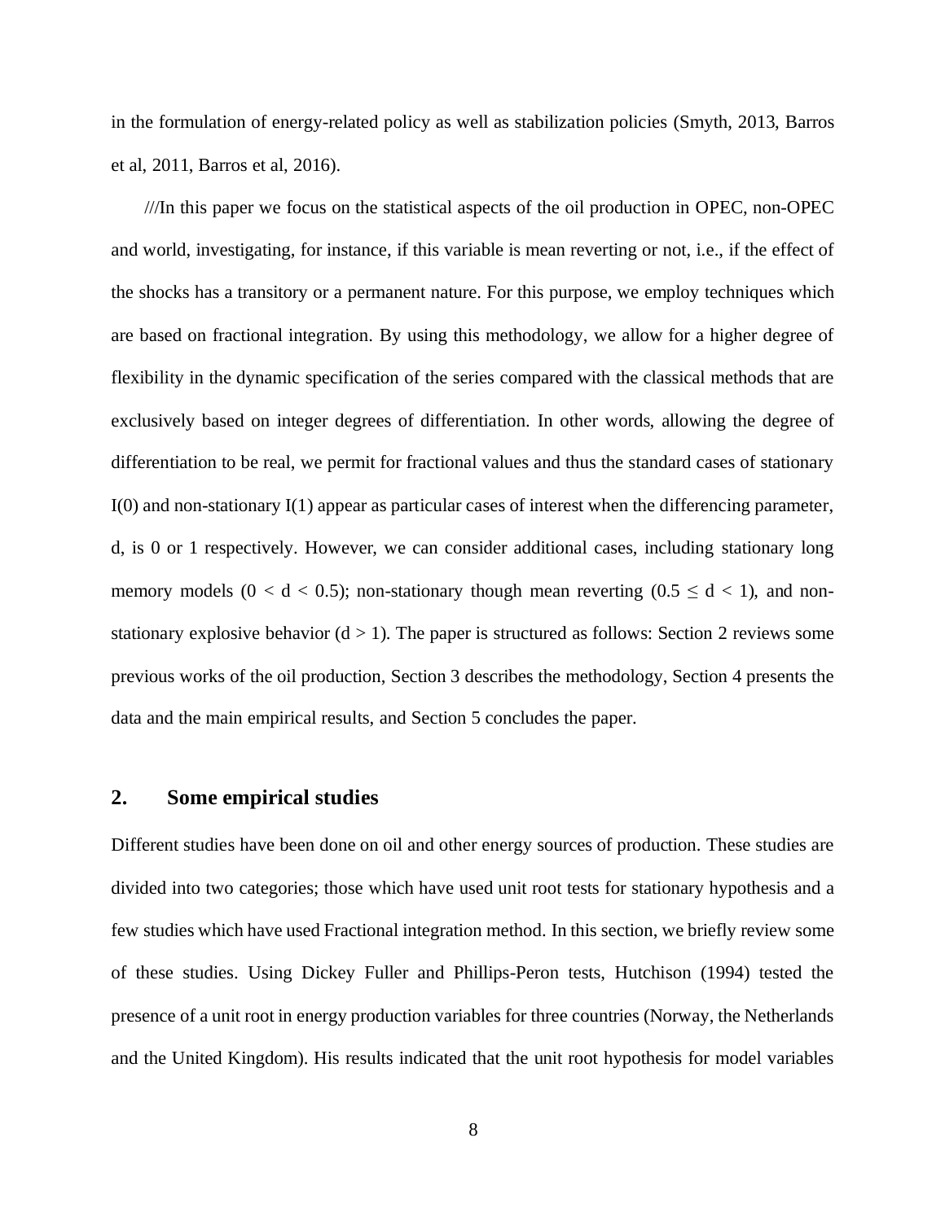in the formulation of energy-related policy as well as stabilization policies (Smyth, 2013, Barros et al, 2011, Barros et al, 2016).

///In this paper we focus on the statistical aspects of the oil production in OPEC, non-OPEC and world, investigating, for instance, if this variable is mean reverting or not, i.e., if the effect of the shocks has a transitory or a permanent nature. For this purpose, we employ techniques which are based on fractional integration. By using this methodology, we allow for a higher degree of flexibility in the dynamic specification of the series compared with the classical methods that are exclusively based on integer degrees of differentiation. In other words, allowing the degree of differentiation to be real, we permit for fractional values and thus the standard cases of stationary I(0) and non-stationary I(1) appear as particular cases of interest when the differencing parameter, d, is 0 or 1 respectively. However, we can consider additional cases, including stationary long memory models ($0 < d < 0.5$); non-stationary though mean reverting ($0.5 \leq d < 1$), and non-stationary explosive behavior ($d > 1$). The paper is structured as follows: Section 2 reviews some previous works of the oil production, Section 3 describes the methodology, Section 4 presents the data and the main empirical results, and Section 5 concludes the paper.

## 2. Some empirical studies

Different studies have been done on oil and other energy sources of production. These studies are divided into two categories; those which have used unit root tests for stationary hypothesis and a few studies which have used Fractional integration method. In this section, we briefly review some of these studies. Using Dickey Fuller and Phillips-Peron tests, Hutchison (1994) tested the presence of a unit root in energy production variables for three countries (Norway, the Netherlands and the United Kingdom). His results indicated that the unit root hypothesis for model variables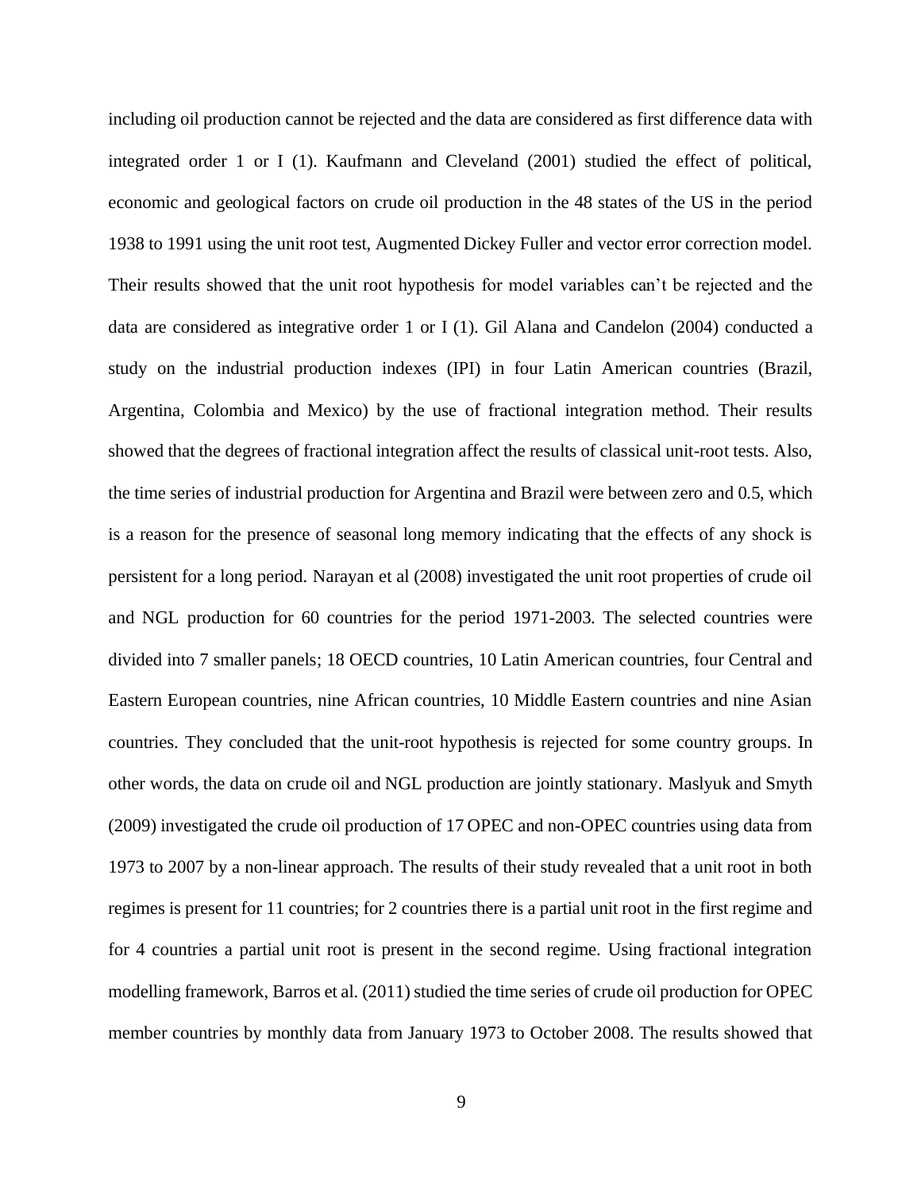including oil production cannot be rejected and the data are considered as first difference data with integrated order 1 or I (1). Kaufmann and Cleveland (2001) studied the effect of political, economic and geological factors on crude oil production in the 48 states of the US in the period 1938 to 1991 using the unit root test, Augmented Dickey Fuller and vector error correction model. Their results showed that the unit root hypothesis for model variables can't be rejected and the data are considered as integrative order 1 or I (1). Gil Alana and Candelon (2004) conducted a study on the industrial production indexes (IPI) in four Latin American countries (Brazil, Argentina, Colombia and Mexico) by the use of fractional integration method. Their results showed that the degrees of fractional integration affect the results of classical unit-root tests. Also, the time series of industrial production for Argentina and Brazil were between zero and 0.5, which is a reason for the presence of seasonal long memory indicating that the effects of any shock is persistent for a long period. Narayan et al (2008) investigated the unit root properties of crude oil and NGL production for 60 countries for the period 1971-2003. The selected countries were divided into 7 smaller panels; 18 OECD countries, 10 Latin American countries, four Central and Eastern European countries, nine African countries, 10 Middle Eastern countries and nine Asian countries. They concluded that the unit-root hypothesis is rejected for some country groups. In other words, the data on crude oil and NGL production are jointly stationary. Maslyuk and Smyth (2009) investigated the crude oil production of 17 OPEC and non-OPEC countries using data from 1973 to 2007 by a non-linear approach. The results of their study revealed that a unit root in both regimes is present for 11 countries; for 2 countries there is a partial unit root in the first regime and for 4 countries a partial unit root is present in the second regime. Using fractional integration modelling framework, Barros et al. (2011) studied the time series of crude oil production for OPEC member countries by monthly data from January 1973 to October 2008. The results showed that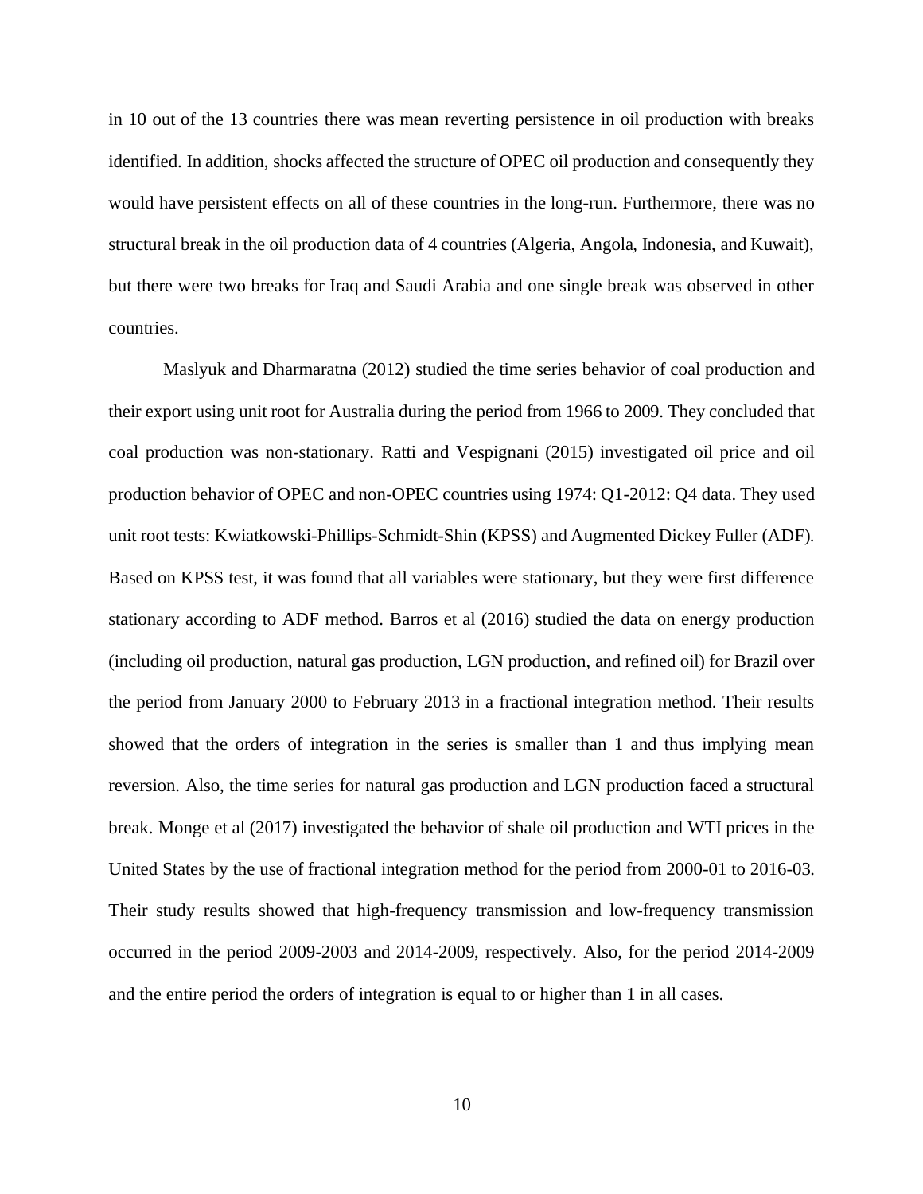in 10 out of the 13 countries there was mean reverting persistence in oil production with breaks identified. In addition, shocks affected the structure of OPEC oil production and consequently they would have persistent effects on all of these countries in the long-run. Furthermore, there was no structural break in the oil production data of 4 countries (Algeria, Angola, Indonesia, and Kuwait), but there were two breaks for Iraq and Saudi Arabia and one single break was observed in other countries.

Maslyuk and Dharmaratna (2012) studied the time series behavior of coal production and their export using unit root for Australia during the period from 1966 to 2009. They concluded that coal production was non-stationary. Ratti and Vespignani (2015) investigated oil price and oil production behavior of OPEC and non-OPEC countries using 1974: Q1-2012: Q4 data. They used unit root tests: Kwiatkowski-Phillips-Schmidt-Shin (KPSS) and Augmented Dickey Fuller (ADF). Based on KPSS test, it was found that all variables were stationary, but they were first difference stationary according to ADF method. Barros et al (2016) studied the data on energy production (including oil production, natural gas production, LGN production, and refined oil) for Brazil over the period from January 2000 to February 2013 in a fractional integration method. Their results showed that the orders of integration in the series is smaller than 1 and thus implying mean reversion. Also, the time series for natural gas production and LGN production faced a structural break. Monge et al (2017) investigated the behavior of shale oil production and WTI prices in the United States by the use of fractional integration method for the period from 2000-01 to 2016-03. Their study results showed that high-frequency transmission and low-frequency transmission occurred in the period 2009-2003 and 2014-2009, respectively. Also, for the period 2014-2009 and the entire period the orders of integration is equal to or higher than 1 in all cases.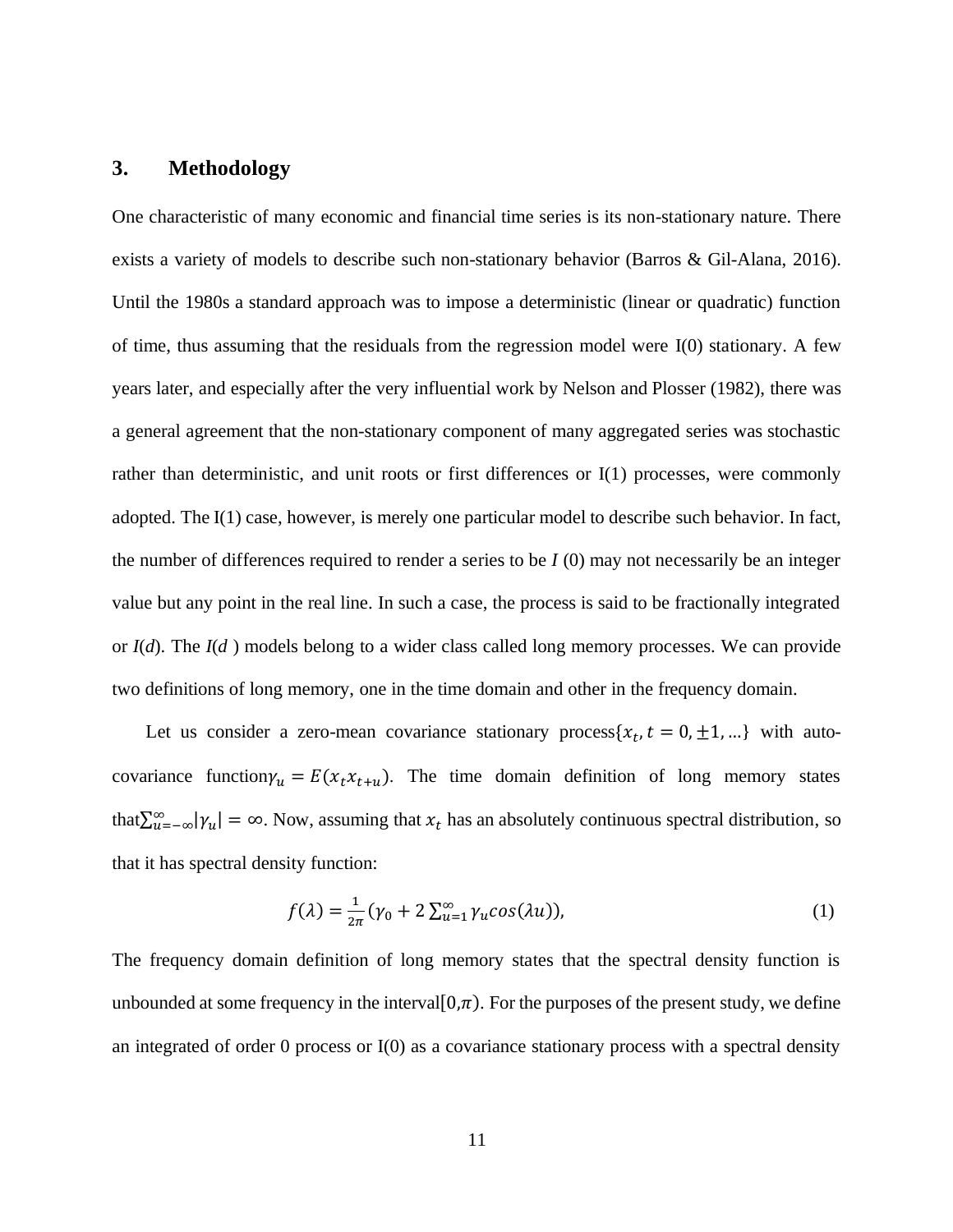## 3. Methodology

One characteristic of many economic and financial time series is its non-stationary nature. There exists a variety of models to describe such non-stationary behavior (Barros & Gil-Alana, 2016). Until the 1980s a standard approach was to impose a deterministic (linear or quadratic) function of time, thus assuming that the residuals from the regression model were I(0) stationary. A few years later, and especially after the very influential work by Nelson and Plosser (1982), there was a general agreement that the non-stationary component of many aggregated series was stochastic rather than deterministic, and unit roots or first differences or I(1) processes, were commonly adopted. The I(1) case, however, is merely one particular model to describe such behavior. In fact, the number of differences required to render a series to be *I* (0) may not necessarily be an integer value but any point in the real line. In such a case, the process is said to be fractionally integrated or *I*(*d*). The *I*(*d* ) models belong to a wider class called long memory processes. We can provide two definitions of long memory, one in the time domain and other in the frequency domain.

Let us consider a zero-mean covariance stationary process$\{x_t, t = 0, \pm 1, \ldots\}$ with auto-covariance function$\gamma_u = E(x_t x_{t+u})$. The time domain definition of long memory states that$\sum_{u=-\infty}^{\infty} |\gamma_u| = \infty$. Now, assuming that $x_t$ has an absolutely continuous spectral distribution, so that it has spectral density function:

$$f(\lambda) = \frac{1}{2\pi}\left(\gamma_0 + 2\sum_{u=1}^{\infty} \gamma_u cos(\lambda u)\right), \tag{1}$$

The frequency domain definition of long memory states that the spectral density function is unbounded at some frequency in the interval$[0, \pi)$. For the purposes of the present study, we define an integrated of order 0 process or I(0) as a covariance stationary process with a spectral density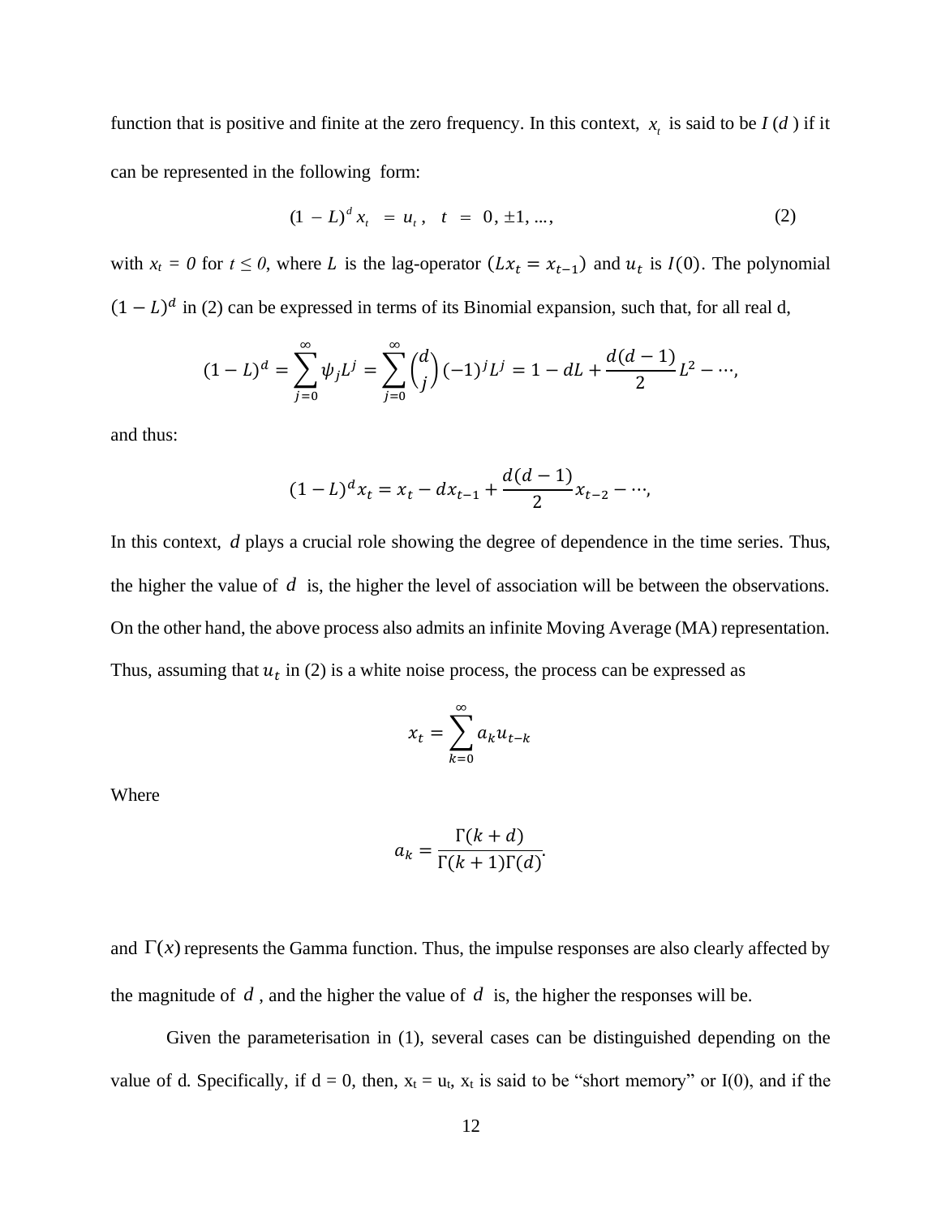function that is positive and finite at the zero frequency. In this context, $x_t$ is said to be $I(d)$ if it can be represented in the following form:

$$(1 - L)^d x_t = u_t, \quad t = 0, \pm 1, \ldots, \tag{2}$$

with $x_t = 0$ for $t \leq 0$, where $L$ is the lag-operator $(Lx_t = x_{t-1})$ and $u_t$ is $I(0)$. The polynomial $(1 - L)^d$ in (2) can be expressed in terms of its Binomial expansion, such that, for all real d,

$$(1 - L)^d = \sum_{j=0}^{\infty} \psi_j L^j = \sum_{j=0}^{\infty} \binom{d}{j} (-1)^j L^j = 1 - dL + \frac{d(d-1)}{2} L^2 - \cdots,$$

and thus:

$$(1 - L)^d x_t = x_t - d x_{t-1} + \frac{d(d-1)}{2} x_{t-2} - \cdots,$$

In this context, $d$ plays a crucial role showing the degree of dependence in the time series. Thus, the higher the value of $d$ is, the higher the level of association will be between the observations. On the other hand, the above process also admits an infinite Moving Average (MA) representation. Thus, assuming that $u_t$ in (2) is a white noise process, the process can be expressed as

$$x_t = \sum_{k=0}^{\infty} a_k u_{t-k}$$

Where

$$a_k = \frac{\Gamma(k+d)}{\Gamma(k+1)\Gamma(d)}.$$

and $\Gamma(x)$ represents the Gamma function. Thus, the impulse responses are also clearly affected by the magnitude of $d$, and the higher the value of $d$ is, the higher the responses will be.

Given the parameterisation in (1), several cases can be distinguished depending on the value of d. Specifically, if d = 0, then, $x_t = u_t$, $x_t$ is said to be "short memory" or I(0), and if the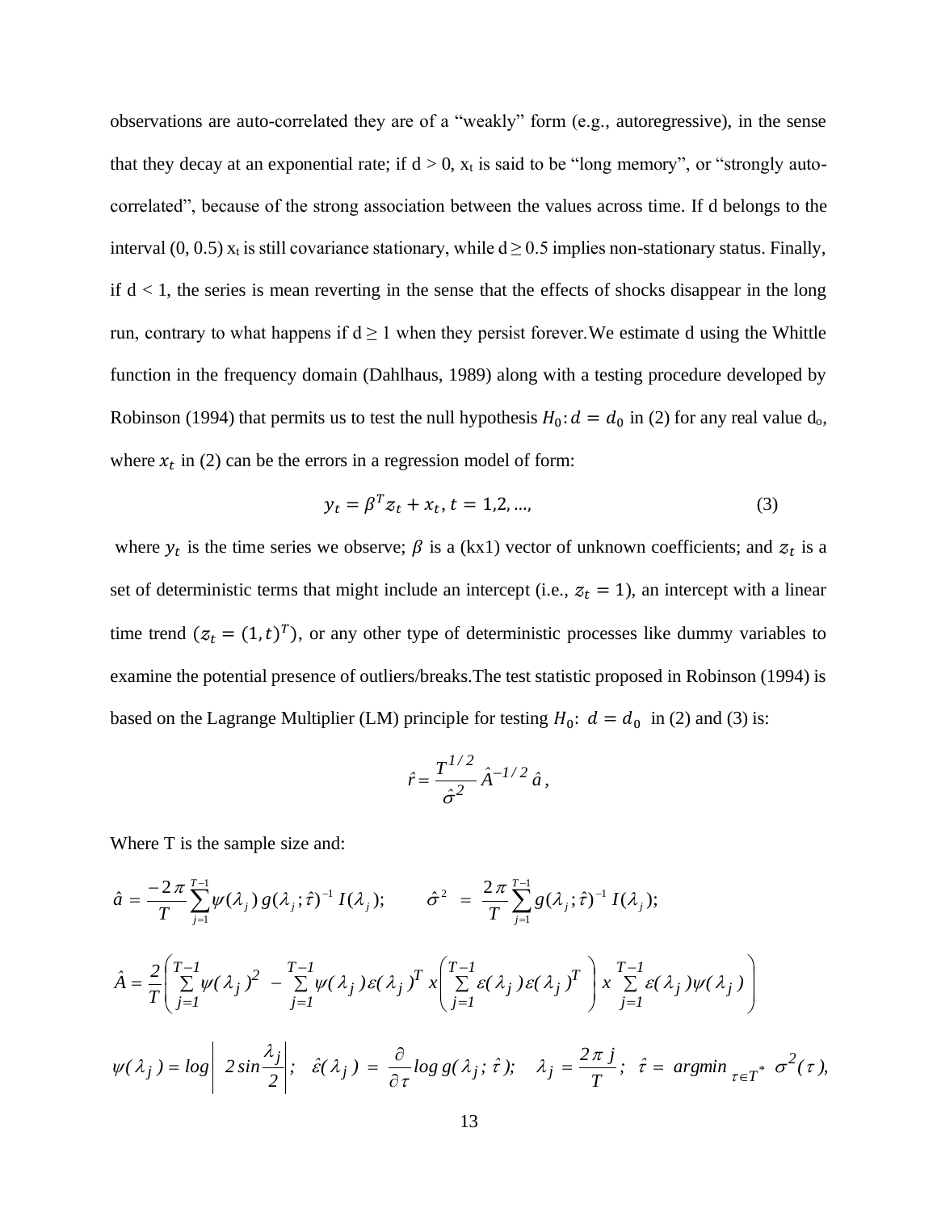observations are auto-correlated they are of a "weakly" form (e.g., autoregressive), in the sense that they decay at an exponential rate; if d > 0, $x_t$ is said to be "long memory", or "strongly auto-correlated", because of the strong association between the values across time. If d belongs to the interval (0, 0.5) $x_t$ is still covariance stationary, while d ≥ 0.5 implies non-stationary status. Finally, if d < 1, the series is mean reverting in the sense that the effects of shocks disappear in the long run, contrary to what happens if d ≥ 1 when they persist forever.We estimate d using the Whittle function in the frequency domain (Dahlhaus, 1989) along with a testing procedure developed by Robinson (1994) that permits us to test the null hypothesis $H_0: d = d_0$ in (2) for any real value $d_o$, where $x_t$ in (2) can be the errors in a regression model of form:

$$y_t = \beta^T z_t + x_t, t = 1,2, \dots, \tag{3}$$

where $y_t$ is the time series we observe; $\beta$ is a (kx1) vector of unknown coefficients; and $z_t$ is a set of deterministic terms that might include an intercept (i.e., $z_t = 1$), an intercept with a linear time trend ($z_t = (1, t)^T$), or any other type of deterministic processes like dummy variables to examine the potential presence of outliers/breaks.The test statistic proposed in Robinson (1994) is based on the Lagrange Multiplier (LM) principle for testing $H_0$: $d = d_0$ in (2) and (3) is:

$$\hat{r} = \frac{T^{1/2}}{\hat{\sigma}^2} \hat{A}^{-1/2} \hat{a},$$

Where T is the sample size and:

$$\hat{a} = \frac{-2\pi}{T} \sum_{j=1}^{T-1} \psi(\lambda_j)\, g(\lambda_j; \hat{\tau})^{-1}\, I(\lambda_j); \qquad \hat{\sigma}^2 = \frac{2\pi}{T} \sum_{j=1}^{T-1} g(\lambda_j; \hat{\tau})^{-1}\, I(\lambda_j);$$

$$\hat{A} = \frac{2}{T}\left( \sum_{j=1}^{T-1} \psi(\lambda_j)^2 - \sum_{j=1}^{T-1} \psi(\lambda_j)\varepsilon(\lambda_j)^T \, x \left( \sum_{j=1}^{T-1} \varepsilon(\lambda_j)\varepsilon(\lambda_j)^T \right) x \sum_{j=1}^{T-1} \varepsilon(\lambda_j)\psi(\lambda_j) \right)$$

$$\psi(\lambda_j) = \log \left| \, 2 \sin \frac{\lambda_j}{2} \right|; \quad \hat{\varepsilon}(\lambda_j) = \frac{\partial}{\partial \tau} \log g(\lambda_j; \hat{\tau}); \quad \lambda_j = \frac{2\pi j}{T}; \quad \hat{\tau} = \arg\min_{\tau \in T^*} \sigma^2(\tau),$$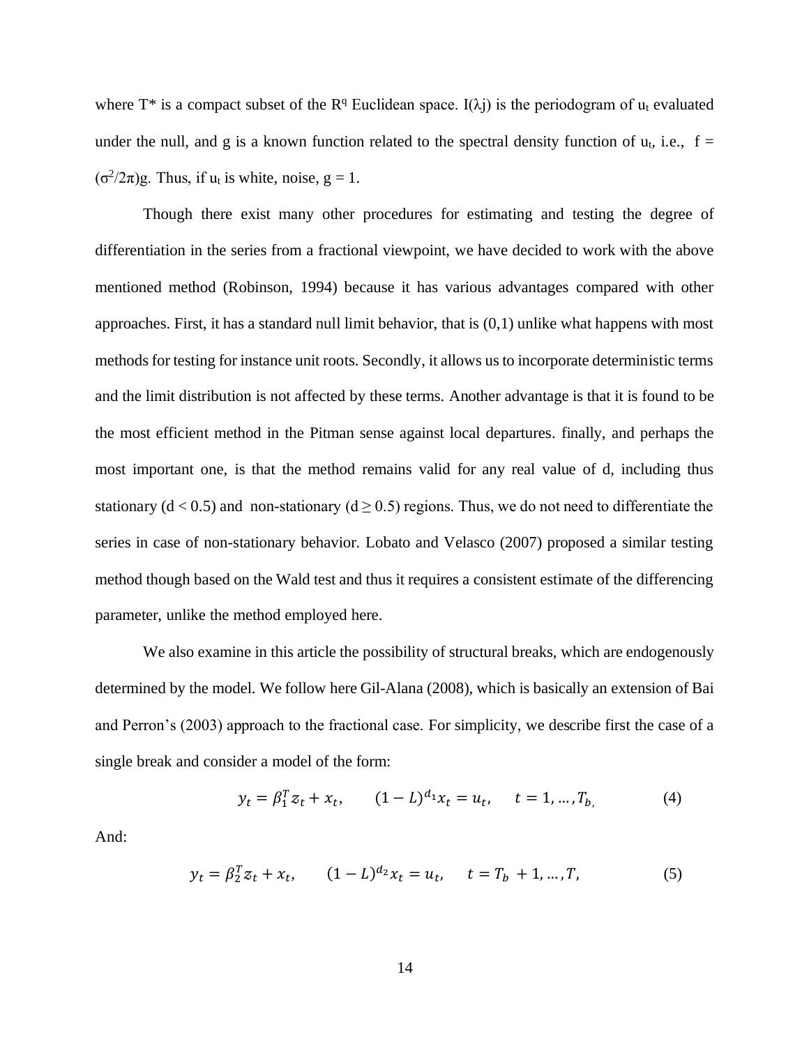where $T^*$ is a compact subset of the $R^q$ Euclidean space. $I(\lambda j)$ is the periodogram of $u_t$ evaluated under the null, and g is a known function related to the spectral density function of $u_t$, i.e., $f = (\sigma^2/2\pi)g$. Thus, if $u_t$ is white, noise, $g = 1$.

Though there exist many other procedures for estimating and testing the degree of differentiation in the series from a fractional viewpoint, we have decided to work with the above mentioned method (Robinson, 1994) because it has various advantages compared with other approaches. First, it has a standard null limit behavior, that is (0,1) unlike what happens with most methods for testing for instance unit roots. Secondly, it allows us to incorporate deterministic terms and the limit distribution is not affected by these terms. Another advantage is that it is found to be the most efficient method in the Pitman sense against local departures. finally, and perhaps the most important one, is that the method remains valid for any real value of d, including thus stationary ($d < 0.5$) and non-stationary ($d \geq 0.5$) regions. Thus, we do not need to differentiate the series in case of non-stationary behavior. Lobato and Velasco (2007) proposed a similar testing method though based on the Wald test and thus it requires a consistent estimate of the differencing parameter, unlike the method employed here.

We also examine in this article the possibility of structural breaks, which are endogenously determined by the model. We follow here Gil-Alana (2008), which is basically an extension of Bai and Perron's (2003) approach to the fractional case. For simplicity, we describe first the case of a single break and consider a model of the form:

$$y_t = \beta_1^T z_t + x_t, \qquad (1-L)^{d_1} x_t = u_t, \qquad t = 1, \dots, T_b, \tag{4}$$

And:

$$y_t = \beta_2^T z_t + x_t, \qquad (1-L)^{d_2} x_t = u_t, \qquad t = T_b + 1, \dots, T, \tag{5}$$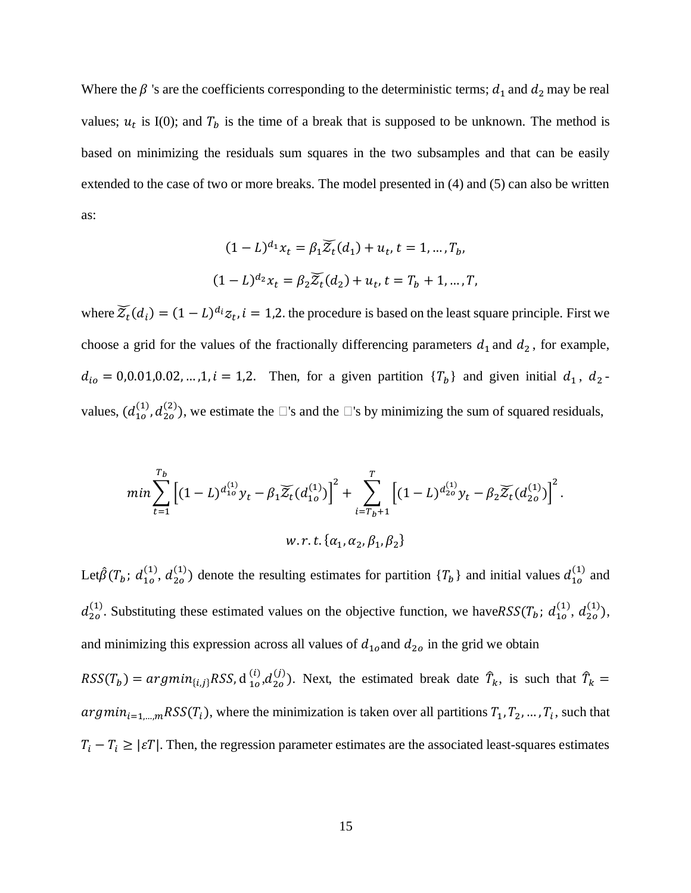Where the $\beta$ 's are the coefficients corresponding to the deterministic terms; $d_1$ and $d_2$ may be real values; $u_t$ is I(0); and $T_b$ is the time of a break that is supposed to be unknown. The method is based on minimizing the residuals sum squares in the two subsamples and that can be easily extended to the case of two or more breaks. The model presented in (4) and (5) can also be written as:

$$(1-L)^{d_1} x_t = \beta_1 \widetilde{\mathcal{Z}_t}(d_1) + u_t, t = 1, \dots, T_b,$$

$$(1-L)^{d_2} x_t = \beta_2 \widetilde{\mathcal{Z}_t}(d_2) + u_t, t = T_b + 1, \dots, T,$$

where $\widetilde{\mathcal{Z}_t}(d_i) = (1-L)^{d_i} z_t, i = 1{,}2$. the procedure is based on the least square principle. First we choose a grid for the values of the fractionally differencing parameters $d_1$ and $d_2$ , for example, $d_{io} = 0{,}0.01{,}0.02, \dots, 1, i = 1{,}2$. Then, for a given partition $\{T_b\}$ and given initial $d_1$ , $d_2$ -values, $(d_{1o}^{(1)}, d_{2o}^{(2)})$, we estimate the □'s and the □'s by minimizing the sum of squared residuals,

$$min \sum_{t=1}^{T_b} \left[ (1-L)^{d_{1o}^{(1)}} y_t - \beta_1 \widetilde{\mathcal{Z}_t}(d_{1o}^{(1)}) \right]^2 + \sum_{i=T_b+1}^{T} \left[ (1-L)^{d_{2o}^{(1)}} y_t - \beta_2 \widetilde{\mathcal{Z}_t}(d_{2o}^{(1)}) \right]^2 .$$

$$w.r.t. \{\alpha_1, \alpha_2, \beta_1, \beta_2\}$$

Let $\hat{\beta}(T_b;\, d_{1o}^{(1)},\, d_{2o}^{(1)})$ denote the resulting estimates for partition $\{T_b\}$ and initial values $d_{1o}^{(1)}$ and $d_{2o}^{(1)}$. Substituting these estimated values on the objective function, we have $RSS(T_b;\, d_{1o}^{(1)},\, d_{2o}^{(1)})$, and minimizing this expression across all values of $d_{1o}$ and $d_{2o}$ in the grid we obtain

$RSS(T_b) = argmin_{\{i,j\}} RSS, \mathrm{d}\,_{1o}^{(i)}, d_{2o}^{(j)})$. Next, the estimated break date $\hat{T}_k$, is such that $\hat{T}_k = argmin_{i=1,\dots,m} RSS(T_i)$, where the minimization is taken over all partitions $T_1, T_2, \dots, T_i$, such that $T_i - T_i \geq |\varepsilon T|$. Then, the regression parameter estimates are the associated least-squares estimates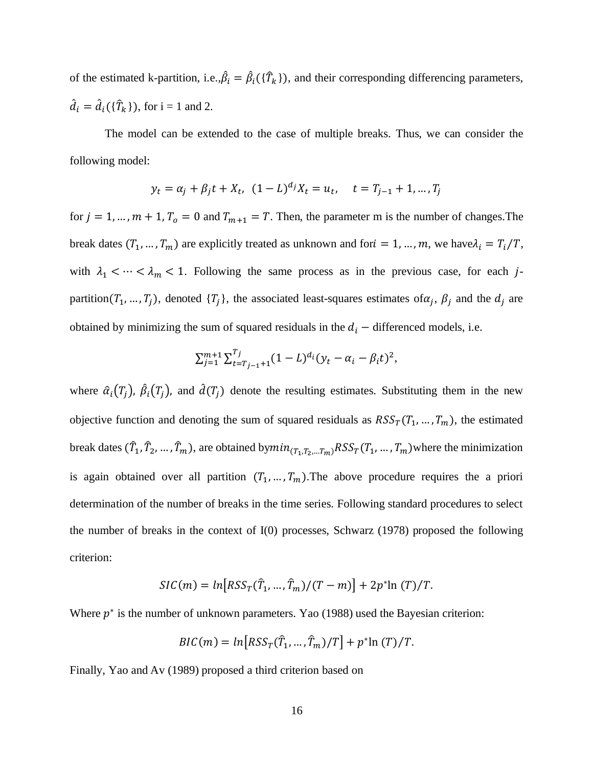of the estimated k-partition, i.e., $\hat{\beta}_i = \hat{\beta}_i(\{\hat{T}_k\})$, and their corresponding differencing parameters, $\hat{d}_i = \hat{d}_i(\{\hat{T}_k\})$, for i = 1 and 2.

The model can be extended to the case of multiple breaks. Thus, we can consider the following model:

$$y_t = \alpha_j + \beta_j t + X_t, \;\; (1-L)^{d_j} X_t = u_t, \quad t = T_{j-1}+1, \ldots, T_j$$

for $j = 1, \ldots, m+1$, $T_o = 0$ and $T_{m+1} = T$. Then, the parameter m is the number of changes.The break dates $(T_1, \ldots, T_m)$ are explicitly treated as unknown and for $i = 1, \ldots, m$, we have $\lambda_i = T_i/T$, with $\lambda_1 < \cdots < \lambda_m < 1$. Following the same process as in the previous case, for each $j$-partition $(T_1, \ldots, T_j)$, denoted $\{T_j\}$, the associated least-squares estimates of $\alpha_j$, $\beta_j$ and the $d_j$ are obtained by minimizing the sum of squared residuals in the $d_i -$ differenced models, i.e.

$$\sum_{j=1}^{m+1} \sum_{t=T_{j-1}+1}^{T_j} (1-L)^{d_i} (y_t - \alpha_i - \beta_i t)^2,$$

where $\hat{\alpha}_i(T_j)$, $\hat{\beta}_i(T_j)$, and $\hat{d}(T_j)$ denote the resulting estimates. Substituting them in the new objective function and denoting the sum of squared residuals as $RSS_T(T_1, \ldots, T_m)$, the estimated break dates $(\hat{T}_1, \hat{T}_2, \ldots, \hat{T}_m)$, are obtained by $min_{(T_1, T_2, \ldots T_m)} RSS_T(T_1, \ldots, T_m)$ where the minimization is again obtained over all partition $(T_1, \ldots, T_m)$.The above procedure requires the a priori determination of the number of breaks in the time series. Following standard procedures to select the number of breaks in the context of I(0) processes, Schwarz (1978) proposed the following criterion:

$$SIC(m) = ln\left[RSS_T(\hat{T}_1, \ldots, \hat{T}_m)/(T-m)\right] + 2p^* \ln{(T)}/T.$$

Where $p^*$ is the number of unknown parameters. Yao (1988) used the Bayesian criterion:

$$BIC(m) = ln\left[RSS_T(\hat{T}_1, \ldots, \hat{T}_m)/T\right] + p^* \ln{(T)}/T.$$

Finally, Yao and Av (1989) proposed a third criterion based on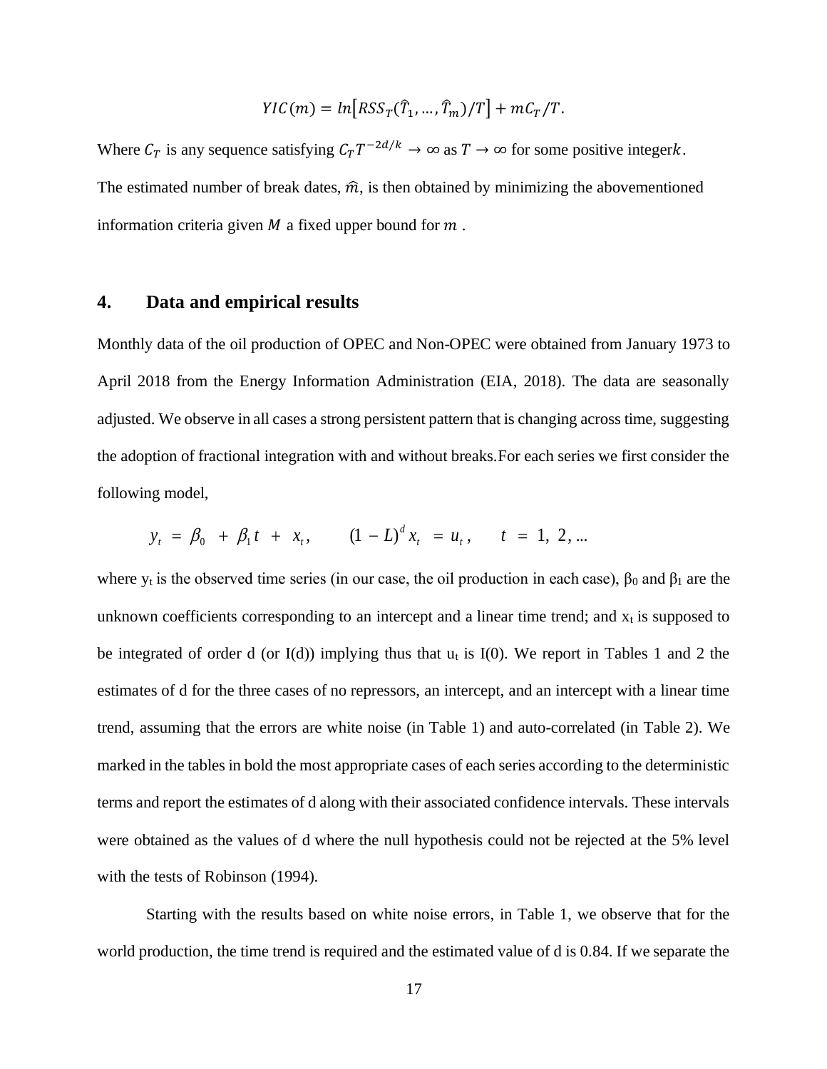$$YIC(m) = ln\left[RSS_T(\hat{T}_1, \ldots, \hat{T}_m)/T\right] + mC_T/T.$$

Where $C_T$ is any sequence satisfying $C_T T^{-2d/k} \to \infty$ as $T \to \infty$ for some positive integer$k$.

The estimated number of break dates, $\hat{m}$, is then obtained by minimizing the abovementioned information criteria given $M$ a fixed upper bound for $m$ .

## 4. Data and empirical results

Monthly data of the oil production of OPEC and Non-OPEC were obtained from January 1973 to April 2018 from the Energy Information Administration (EIA, 2018). The data are seasonally adjusted. We observe in all cases a strong persistent pattern that is changing across time, suggesting the adoption of fractional integration with and without breaks.For each series we first consider the following model,

$$y_t = \beta_0 + \beta_1 t + x_t, \qquad (1 - L)^d x_t = u_t, \qquad t = 1, 2, \ldots$$

where $y_t$ is the observed time series (in our case, the oil production in each case), $\beta_0$ and $\beta_1$ are the unknown coefficients corresponding to an intercept and a linear time trend; and $x_t$ is supposed to be integrated of order d (or I(d)) implying thus that $u_t$ is I(0). We report in Tables 1 and 2 the estimates of d for the three cases of no repressors, an intercept, and an intercept with a linear time trend, assuming that the errors are white noise (in Table 1) and auto-correlated (in Table 2). We marked in the tables in bold the most appropriate cases of each series according to the deterministic terms and report the estimates of d along with their associated confidence intervals. These intervals were obtained as the values of d where the null hypothesis could not be rejected at the 5% level with the tests of Robinson (1994).

Starting with the results based on white noise errors, in Table 1, we observe that for the world production, the time trend is required and the estimated value of d is 0.84. If we separate the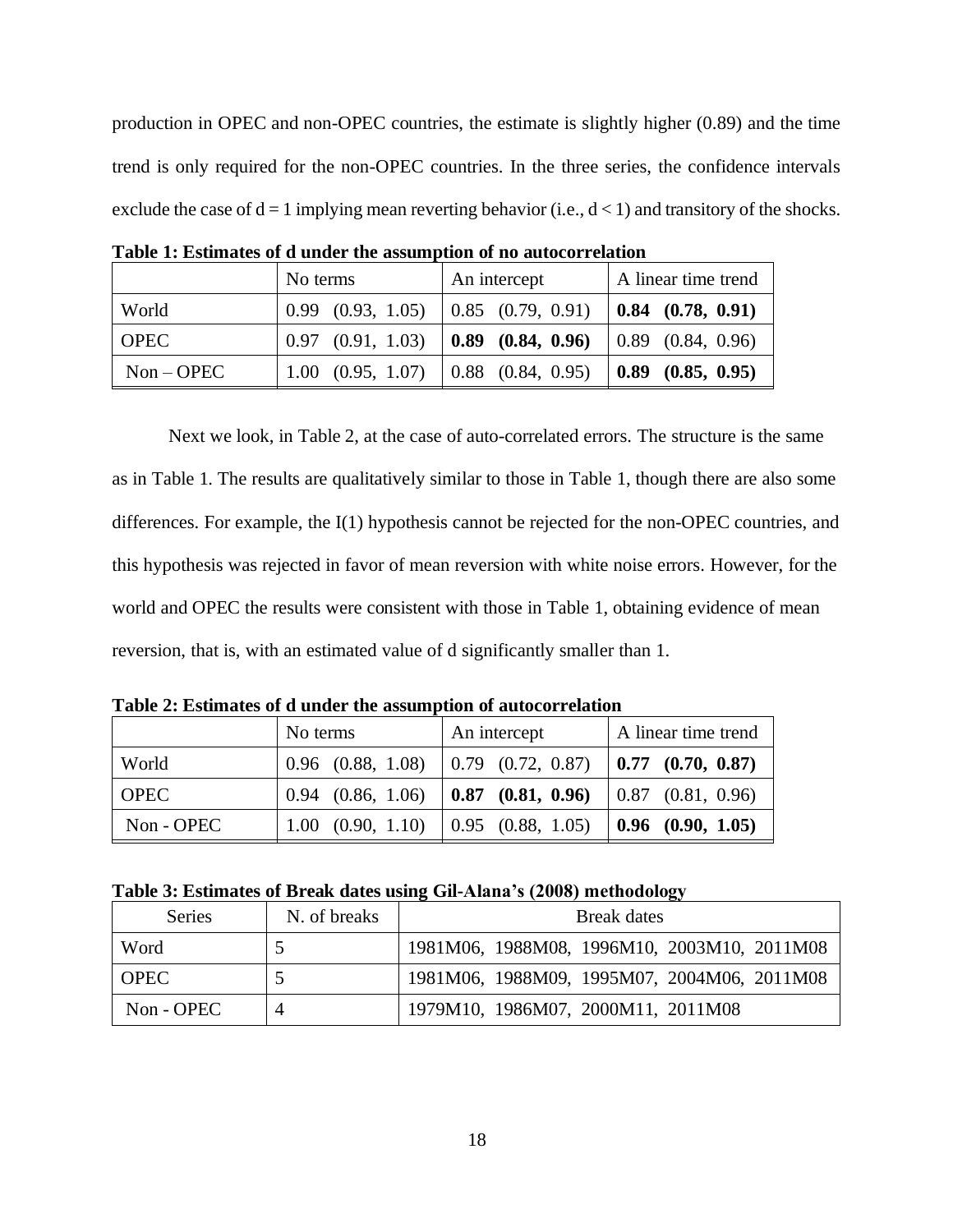production in OPEC and non-OPEC countries, the estimate is slightly higher (0.89) and the time trend is only required for the non-OPEC countries. In the three series, the confidence intervals exclude the case of $d = 1$ implying mean reverting behavior (i.e., $d < 1$) and transitory of the shocks.

**Table 1: Estimates of d under the assumption of no autocorrelation**

| | No terms | An intercept | A linear time trend |
|---|---|---|---|
| World | 0.99 (0.93, 1.05) | 0.85 (0.79, 0.91) | **0.84 (0.78, 0.91)** |
| OPEC | 0.97 (0.91, 1.03) | **0.89 (0.84, 0.96)** | 0.89 (0.84, 0.96) |
| Non – OPEC | 1.00 (0.95, 1.07) | 0.88 (0.84, 0.95) | **0.89 (0.85, 0.95)** |

Next we look, in Table 2, at the case of auto-correlated errors. The structure is the same as in Table 1. The results are qualitatively similar to those in Table 1, though there are also some differences. For example, the I(1) hypothesis cannot be rejected for the non-OPEC countries, and this hypothesis was rejected in favor of mean reversion with white noise errors. However, for the world and OPEC the results were consistent with those in Table 1, obtaining evidence of mean reversion, that is, with an estimated value of d significantly smaller than 1.

**Table 2: Estimates of d under the assumption of autocorrelation**

| | No terms | An intercept | A linear time trend |
|---|---|---|---|
| World | 0.96 (0.88, 1.08) | 0.79 (0.72, 0.87) | **0.77 (0.70, 0.87)** |
| OPEC | 0.94 (0.86, 1.06) | **0.87 (0.81, 0.96)** | 0.87 (0.81, 0.96) |
| Non - OPEC | 1.00 (0.90, 1.10) | 0.95 (0.88, 1.05) | **0.96 (0.90, 1.05)** |

**Table 3: Estimates of Break dates using Gil-Alana's (2008) methodology**

| Series | N. of breaks | Break dates |
|---|---|---|
| Word | 5 | 1981M06, 1988M08, 1996M10, 2003M10, 2011M08 |
| OPEC | 5 | 1981M06, 1988M09, 1995M07, 2004M06, 2011M08 |
| Non - OPEC | 4 | 1979M10, 1986M07, 2000M11, 2011M08 |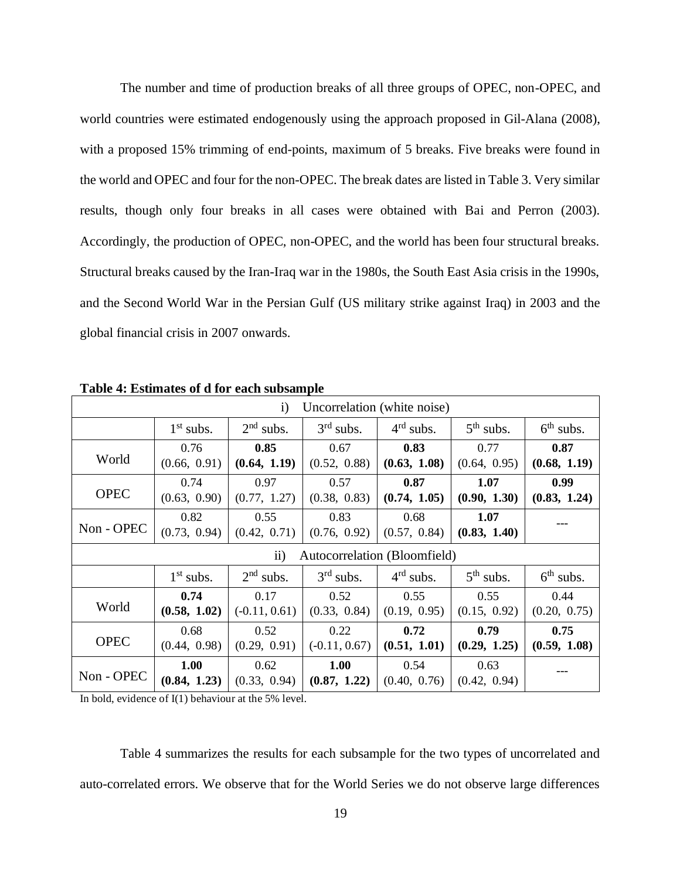The number and time of production breaks of all three groups of OPEC, non-OPEC, and world countries were estimated endogenously using the approach proposed in Gil-Alana (2008), with a proposed 15% trimming of end-points, maximum of 5 breaks. Five breaks were found in the world and OPEC and four for the non-OPEC. The break dates are listed in Table 3. Very similar results, though only four breaks in all cases were obtained with Bai and Perron (2003). Accordingly, the production of OPEC, non-OPEC, and the world has been four structural breaks. Structural breaks caused by the Iran-Iraq war in the 1980s, the South East Asia crisis in the 1990s, and the Second World War in the Persian Gulf (US military strike against Iraq) in 2003 and the global financial crisis in 2007 onwards.

**Table 4: Estimates of d for each subsample**

| i) Uncorrelation (white noise) | | | | | | |
|---|---|---|---|---|---|---|
| | 1st subs. | 2nd subs. | 3rd subs. | 4th subs. | 5th subs. | 6th subs. |
| World | 0.76 (0.66, 0.91) | **0.85 (0.64, 1.19)** | 0.67 (0.52, 0.88) | **0.83 (0.63, 1.08)** | 0.77 (0.64, 0.95) | **0.87 (0.68, 1.19)** |
| OPEC | 0.74 (0.63, 0.90) | 0.97 (0.77, 1.27) | 0.57 (0.38, 0.83) | **0.87 (0.74, 1.05)** | **1.07 (0.90, 1.30)** | **0.99 (0.83, 1.24)** |
| Non - OPEC | 0.82 (0.73, 0.94) | 0.55 (0.42, 0.71) | 0.83 (0.76, 0.92) | 0.68 (0.57, 0.84) | **1.07 (0.83, 1.40)** | --- |
| **ii) Autocorrelation (Bloomfield)** | | | | | | |
| | 1st subs. | 2nd subs. | 3rd subs. | 4th subs. | 5th subs. | 6th subs. |
| World | **0.74 (0.58, 1.02)** | 0.17 (-0.11, 0.61) | 0.52 (0.33, 0.84) | 0.55 (0.19, 0.95) | 0.55 (0.15, 0.92) | 0.44 (0.20, 0.75) |
| OPEC | 0.68 (0.44, 0.98) | 0.52 (0.29, 0.91) | 0.22 (-0.11, 0.67) | **0.72 (0.51, 1.01)** | **0.79 (0.29, 1.25)** | **0.75 (0.59, 1.08)** |
| Non - OPEC | **1.00 (0.84, 1.23)** | 0.62 (0.33, 0.94) | **1.00 (0.87, 1.22)** | 0.54 (0.40, 0.76) | 0.63 (0.42, 0.94) | --- |

In bold, evidence of I(1) behaviour at the 5% level.

Table 4 summarizes the results for each subsample for the two types of uncorrelated and auto-correlated errors. We observe that for the World Series we do not observe large differences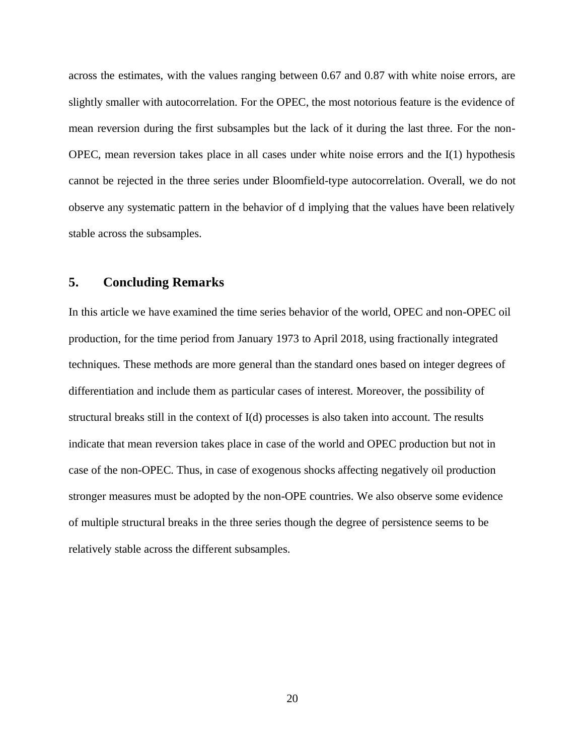across the estimates, with the values ranging between 0.67 and 0.87 with white noise errors, are slightly smaller with autocorrelation. For the OPEC, the most notorious feature is the evidence of mean reversion during the first subsamples but the lack of it during the last three. For the non-OPEC, mean reversion takes place in all cases under white noise errors and the I(1) hypothesis cannot be rejected in the three series under Bloomfield-type autocorrelation. Overall, we do not observe any systematic pattern in the behavior of d implying that the values have been relatively stable across the subsamples.

## 5. Concluding Remarks

In this article we have examined the time series behavior of the world, OPEC and non-OPEC oil production, for the time period from January 1973 to April 2018, using fractionally integrated techniques. These methods are more general than the standard ones based on integer degrees of differentiation and include them as particular cases of interest. Moreover, the possibility of structural breaks still in the context of I(d) processes is also taken into account. The results indicate that mean reversion takes place in case of the world and OPEC production but not in case of the non-OPEC. Thus, in case of exogenous shocks affecting negatively oil production stronger measures must be adopted by the non-OPE countries. We also observe some evidence of multiple structural breaks in the three series though the degree of persistence seems to be relatively stable across the different subsamples.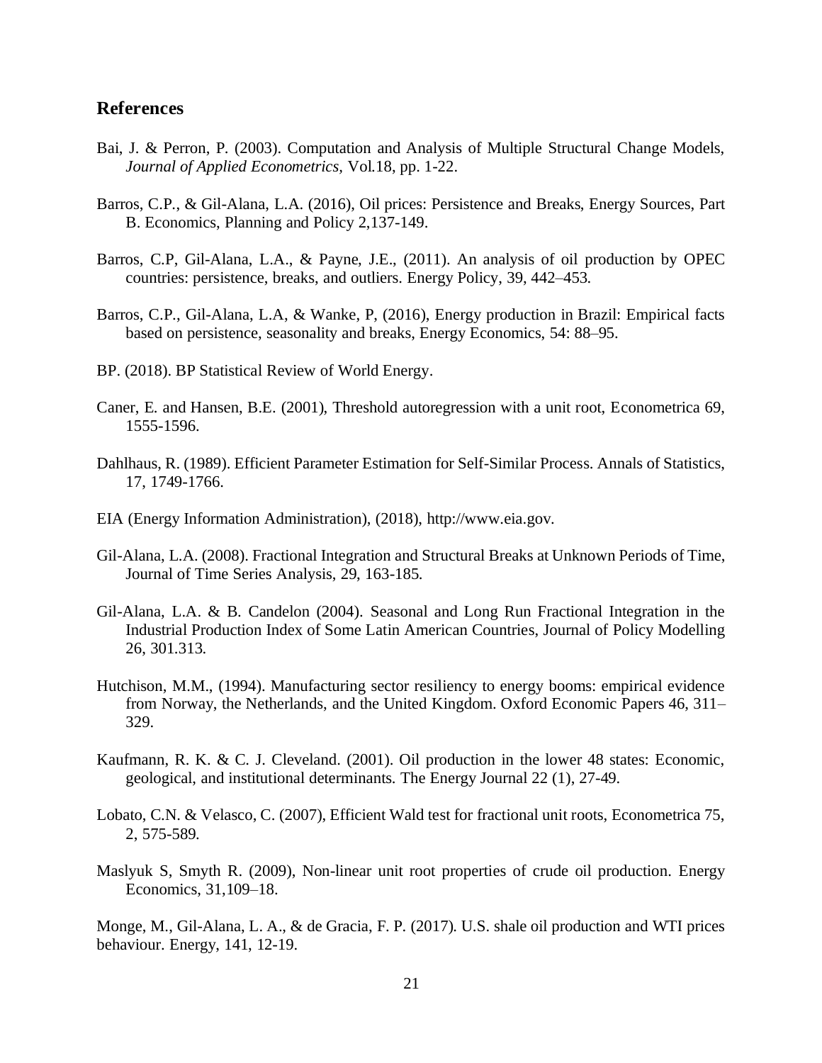## References

Bai, J. & Perron, P. (2003). Computation and Analysis of Multiple Structural Change Models, *Journal of Applied Econometrics*, Vol.18, pp. 1-22.

Barros, C.P., & Gil-Alana, L.A. (2016), Oil prices: Persistence and Breaks, Energy Sources, Part B. Economics, Planning and Policy 2,137-149.

Barros, C.P, Gil-Alana, L.A., & Payne, J.E., (2011). An analysis of oil production by OPEC countries: persistence, breaks, and outliers. Energy Policy, 39, 442–453.

Barros, C.P., Gil-Alana, L.A, & Wanke, P, (2016), Energy production in Brazil: Empirical facts based on persistence, seasonality and breaks, Energy Economics, 54: 88–95.

BP. (2018). BP Statistical Review of World Energy.

Caner, E. and Hansen, B.E. (2001), Threshold autoregression with a unit root, Econometrica 69, 1555-1596.

Dahlhaus, R. (1989). Efficient Parameter Estimation for Self-Similar Process. Annals of Statistics, 17, 1749-1766.

EIA (Energy Information Administration), (2018), http://www.eia.gov.

Gil-Alana, L.A. (2008). Fractional Integration and Structural Breaks at Unknown Periods of Time, Journal of Time Series Analysis, 29, 163-185.

Gil-Alana, L.A. & B. Candelon (2004). Seasonal and Long Run Fractional Integration in the Industrial Production Index of Some Latin American Countries, Journal of Policy Modelling 26, 301.313.

Hutchison, M.M., (1994). Manufacturing sector resiliency to energy booms: empirical evidence from Norway, the Netherlands, and the United Kingdom. Oxford Economic Papers 46, 311–329.

Kaufmann, R. K. & C. J. Cleveland. (2001). Oil production in the lower 48 states: Economic, geological, and institutional determinants. The Energy Journal 22 (1), 27-49.

Lobato, C.N. & Velasco, C. (2007), Efficient Wald test for fractional unit roots, Econometrica 75, 2, 575-589.

Maslyuk S, Smyth R. (2009), Non-linear unit root properties of crude oil production. Energy Economics, 31,109–18.

Monge, M., Gil-Alana, L. A., & de Gracia, F. P. (2017). U.S. shale oil production and WTI prices behaviour. Energy, 141, 12-19.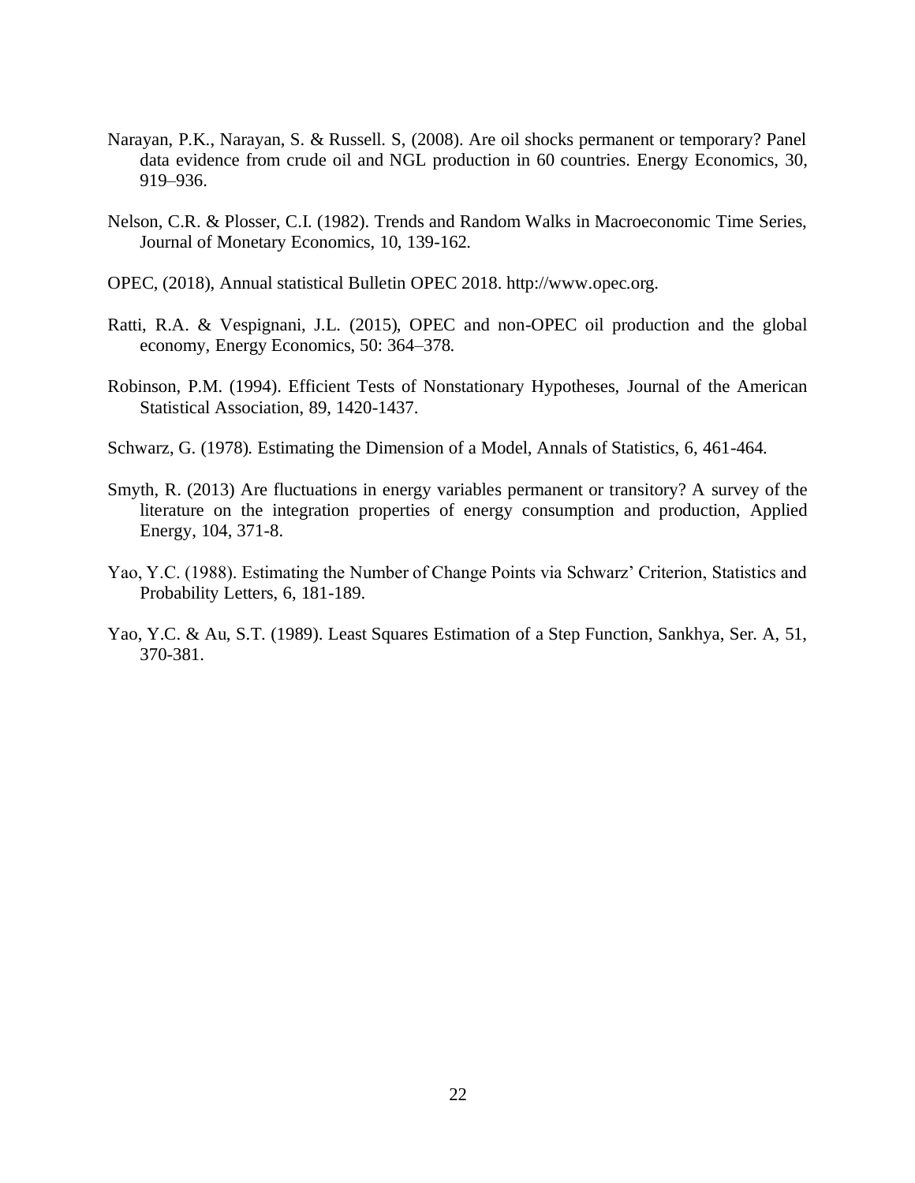Narayan, P.K., Narayan, S. & Russell. S, (2008). Are oil shocks permanent or temporary? Panel data evidence from crude oil and NGL production in 60 countries. Energy Economics, 30, 919–936.

Nelson, C.R. & Plosser, C.I. (1982). Trends and Random Walks in Macroeconomic Time Series, Journal of Monetary Economics, 10, 139-162.

OPEC, (2018), Annual statistical Bulletin OPEC 2018. http://www.opec.org.

Ratti, R.A. & Vespignani, J.L. (2015), OPEC and non-OPEC oil production and the global economy, Energy Economics, 50: 364–378.

Robinson, P.M. (1994). Efficient Tests of Nonstationary Hypotheses, Journal of the American Statistical Association, 89, 1420-1437.

Schwarz, G. (1978). Estimating the Dimension of a Model, Annals of Statistics, 6, 461-464.

Smyth, R. (2013) Are fluctuations in energy variables permanent or transitory? A survey of the literature on the integration properties of energy consumption and production, Applied Energy, 104, 371-8.

Yao, Y.C. (1988). Estimating the Number of Change Points via Schwarz' Criterion, Statistics and Probability Letters, 6, 181-189.

Yao, Y.C. & Au, S.T. (1989). Least Squares Estimation of a Step Function, Sankhya, Ser. A, 51, 370-381.